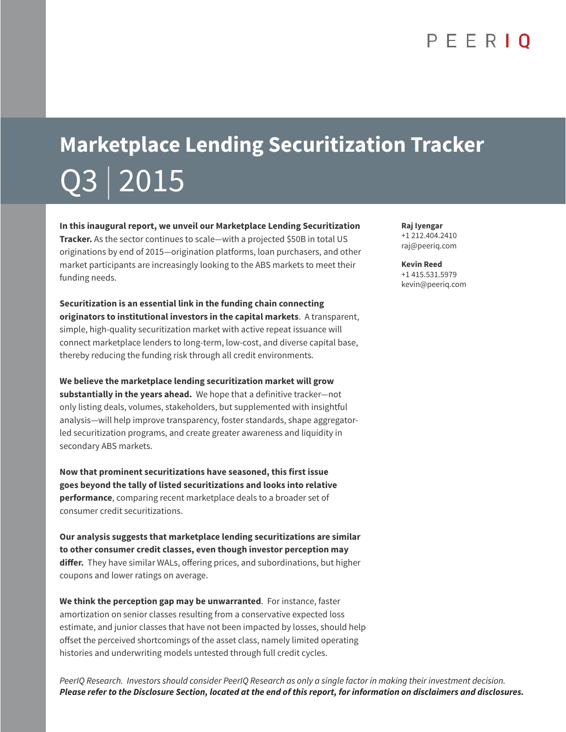PEERIQ

# Marketplace Lending Securitization Tracker

## Q3 | 2015

**Raj Iyengar**
+1 212.404.2410
raj@peeriq.com

**Kevin Reed**
+1 415.531.5979
kevin@peeriq.com

**In this inaugural report, we unveil our Marketplace Lending Securitization Tracker.** As the sector continues to scale—with a projected $50B in total US originations by end of 2015—origination platforms, loan purchasers, and other market participants are increasingly looking to the ABS markets to meet their funding needs.

**Securitization is an essential link in the funding chain connecting originators to institutional investors in the capital markets**. A transparent, simple, high-quality securitization market with active repeat issuance will connect marketplace lenders to long-term, low-cost, and diverse capital base, thereby reducing the funding risk through all credit environments.

**We believe the marketplace lending securitization market will grow substantially in the years ahead.** We hope that a definitive tracker—not only listing deals, volumes, stakeholders, but supplemented with insightful analysis—will help improve transparency, foster standards, shape aggregator-led securitization programs, and create greater awareness and liquidity in secondary ABS markets.

**Now that prominent securitizations have seasoned, this first issue goes beyond the tally of listed securitizations and looks into relative performance**, comparing recent marketplace deals to a broader set of consumer credit securitizations.

**Our analysis suggests that marketplace lending securitizations are similar to other consumer credit classes, even though investor perception may differ.** They have similar WALs, offering prices, and subordinations, but higher coupons and lower ratings on average.

**We think the perception gap may be unwarranted**. For instance, faster amortization on senior classes resulting from a conservative expected loss estimate, and junior classes that have not been impacted by losses, should help offset the perceived shortcomings of the asset class, namely limited operating histories and underwriting models untested through full credit cycles.

*PeerIQ Research. Investors should consider PeerIQ Research as only a single factor in making their investment decision.* ***Please refer to the Disclosure Section, located at the end of this report, for information on disclaimers and disclosures.***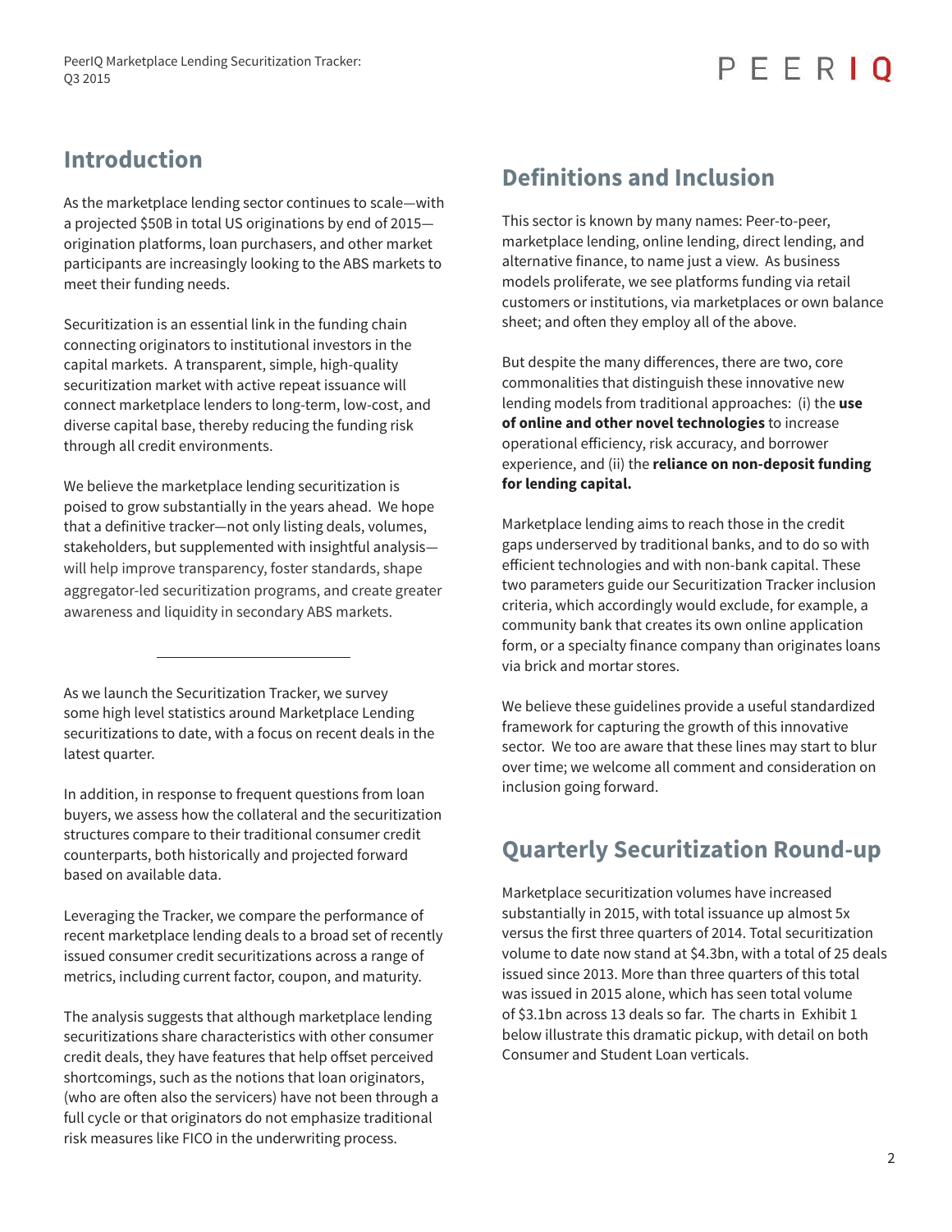## Introduction

As the marketplace lending sector continues to scale—with a projected $50B in total US originations by end of 2015—origination platforms, loan purchasers, and other market participants are increasingly looking to the ABS markets to meet their funding needs.

Securitization is an essential link in the funding chain connecting originators to institutional investors in the capital markets. A transparent, simple, high-quality securitization market with active repeat issuance will connect marketplace lenders to long-term, low-cost, and diverse capital base, thereby reducing the funding risk through all credit environments.

We believe the marketplace lending securitization is poised to grow substantially in the years ahead. We hope that a definitive tracker—not only listing deals, volumes, stakeholders, but supplemented with insightful analysis—will help improve transparency, foster standards, shape aggregator-led securitization programs, and create greater awareness and liquidity in secondary ABS markets.

---

As we launch the Securitization Tracker, we survey some high level statistics around Marketplace Lending securitizations to date, with a focus on recent deals in the latest quarter.

In addition, in response to frequent questions from loan buyers, we assess how the collateral and the securitization structures compare to their traditional consumer credit counterparts, both historically and projected forward based on available data.

Leveraging the Tracker, we compare the performance of recent marketplace lending deals to a broad set of recently issued consumer credit securitizations across a range of metrics, including current factor, coupon, and maturity.

The analysis suggests that although marketplace lending securitizations share characteristics with other consumer credit deals, they have features that help offset perceived shortcomings, such as the notions that loan originators, (who are often also the servicers) have not been through a full cycle or that originators do not emphasize traditional risk measures like FICO in the underwriting process.

## Definitions and Inclusion

This sector is known by many names: Peer-to-peer, marketplace lending, online lending, direct lending, and alternative finance, to name just a view. As business models proliferate, we see platforms funding via retail customers or institutions, via marketplaces or own balance sheet; and often they employ all of the above.

But despite the many differences, there are two, core commonalities that distinguish these innovative new lending models from traditional approaches: (i) the **use of online and other novel technologies** to increase operational efficiency, risk accuracy, and borrower experience, and (ii) the **reliance on non-deposit funding for lending capital.**

Marketplace lending aims to reach those in the credit gaps underserved by traditional banks, and to do so with efficient technologies and with non-bank capital. These two parameters guide our Securitization Tracker inclusion criteria, which accordingly would exclude, for example, a community bank that creates its own online application form, or a specialty finance company than originates loans via brick and mortar stores.

We believe these guidelines provide a useful standardized framework for capturing the growth of this innovative sector. We too are aware that these lines may start to blur over time; we welcome all comment and consideration on inclusion going forward.

## Quarterly Securitization Round-up

Marketplace securitization volumes have increased substantially in 2015, with total issuance up almost 5x versus the first three quarters of 2014. Total securitization volume to date now stand at $4.3bn, with a total of 25 deals issued since 2013. More than three quarters of this total was issued in 2015 alone, which has seen total volume of $3.1bn across 13 deals so far. The charts in Exhibit 1 below illustrate this dramatic pickup, with detail on both Consumer and Student Loan verticals.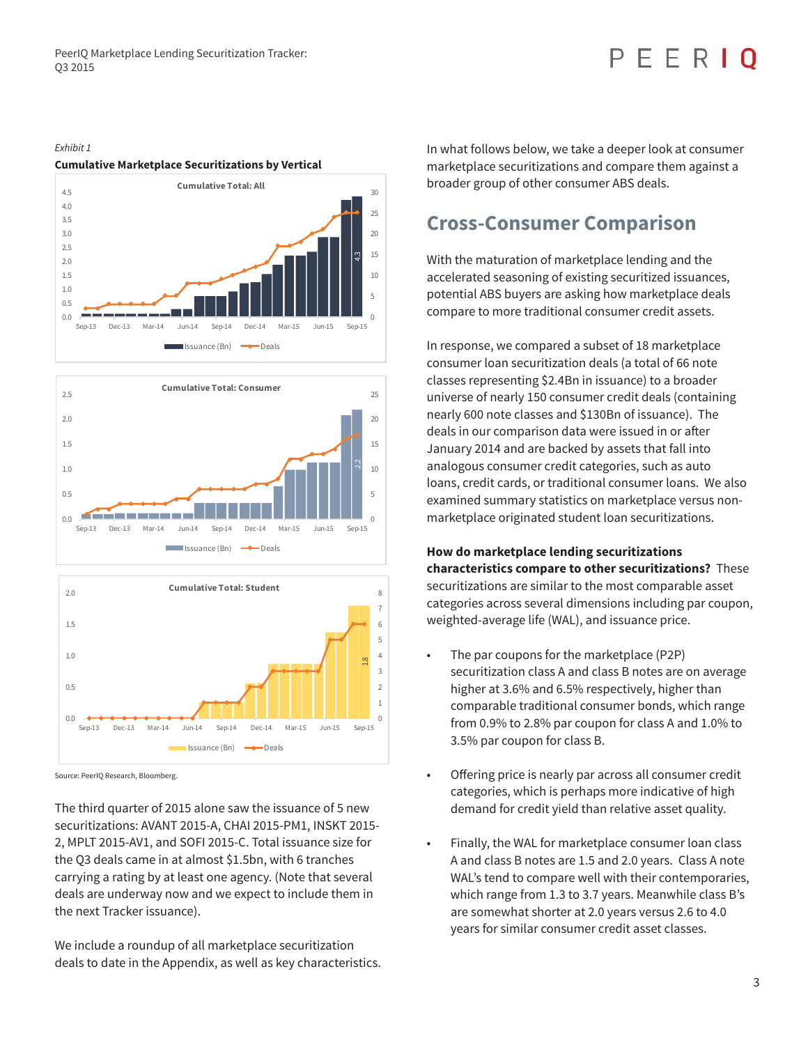*Exhibit 1*

**Cumulative Marketplace Securitizations by Vertical**

Source: PeerIQ Research, Bloomberg.

The third quarter of 2015 alone saw the issuance of 5 new securitizations: AVANT 2015-A, CHAI 2015-PM1, INSKT 2015-2, MPLT 2015-AV1, and SOFI 2015-C. Total issuance size for the Q3 deals came in at almost $1.5bn, with 6 tranches carrying a rating by at least one agency. (Note that several deals are underway now and we expect to include them in the next Tracker issuance).

We include a roundup of all marketplace securitization deals to date in the Appendix, as well as key characteristics.

In what follows below, we take a deeper look at consumer marketplace securitizations and compare them against a broader group of other consumer ABS deals.

## Cross-Consumer Comparison

With the maturation of marketplace lending and the accelerated seasoning of existing securitized issuances, potential ABS buyers are asking how marketplace deals compare to more traditional consumer credit assets.

In response, we compared a subset of 18 marketplace consumer loan securitization deals (a total of 66 note classes representing $2.4Bn in issuance) to a broader universe of nearly 150 consumer credit deals (containing nearly 600 note classes and $130Bn of issuance). The deals in our comparison data were issued in or after January 2014 and are backed by assets that fall into analogous consumer credit categories, such as auto loans, credit cards, or traditional consumer loans. We also examined summary statistics on marketplace versus non-marketplace originated student loan securitizations.

**How do marketplace lending securitizations characteristics compare to other securitizations?** These securitizations are similar to the most comparable asset categories across several dimensions including par coupon, weighted-average life (WAL), and issuance price.

- The par coupons for the marketplace (P2P) securitization class A and class B notes are on average higher at 3.6% and 6.5% respectively, higher than comparable traditional consumer bonds, which range from 0.9% to 2.8% par coupon for class A and 1.0% to 3.5% par coupon for class B.

- Offering price is nearly par across all consumer credit categories, which is perhaps more indicative of high demand for credit yield than relative asset quality.

- Finally, the WAL for marketplace consumer loan class A and class B notes are 1.5 and 2.0 years. Class A note WAL's tend to compare well with their contemporaries, which range from 1.3 to 3.7 years. Meanwhile class B's are somewhat shorter at 2.0 years versus 2.6 to 4.0 years for similar consumer credit asset classes.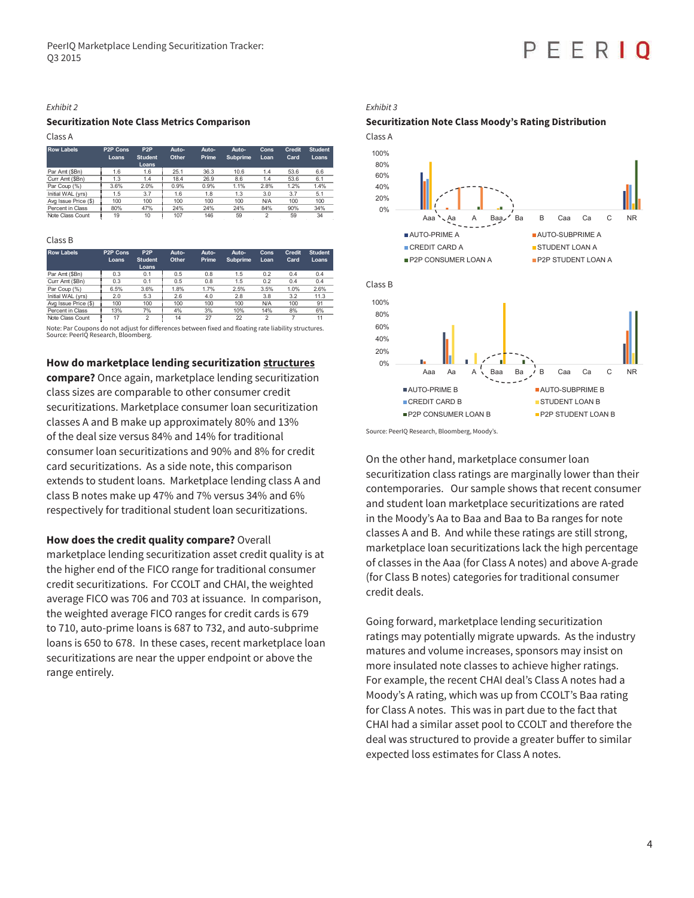*Exhibit 2*

**Securitization Note Class Metrics Comparison**

Class A

| Row Labels | P2P Cons Loans | P2P Student Loans | Auto-Other | Auto-Prime | Auto-Subprime | Cons Loan | Credit Card | Student Loans |
|---|---|---|---|---|---|---|---|---|
| Par Amt ($Bn) | 1.6 | 1.6 | 25.1 | 36.3 | 10.6 | 1.4 | 53.6 | 6.6 |
| Curr Amt ($Bn) | 1.3 | 1.4 | 18.4 | 26.9 | 8.6 | 1.4 | 53.6 | 6.1 |
| Par Coup (%) | 3.6% | 2.0% | 0.9% | 0.9% | 1.1% | 2.8% | 1.2% | 1.4% |
| Initial WAL (yrs) | 1.5 | 3.7 | 1.6 | 1.8 | 1.3 | 3.0 | 3.7 | 5.1 |
| Avg Issue Price ($) | 100 | 100 | 100 | 100 | 100 | N/A | 100 | 100 |
| Percent in Class | 80% | 47% | 24% | 24% | 24% | 84% | 90% | 34% |
| Note Class Count | 19 | 10 | 107 | 146 | 59 | 2 | 59 | 34 |

Class B

| Row Labels | P2P Cons Loans | P2P Student Loans | Auto-Other | Auto-Prime | Auto-Subprime | Cons Loan | Credit Card | Student Loans |
|---|---|---|---|---|---|---|---|---|
| Par Amt ($Bn) | 0.3 | 0.1 | 0.5 | 0.8 | 1.5 | 0.2 | 0.4 | 0.4 |
| Curr Amt ($Bn) | 0.3 | 0.1 | 0.5 | 0.8 | 1.5 | 0.2 | 0.4 | 0.4 |
| Par Coup (%) | 6.5% | 3.6% | 1.8% | 1.7% | 2.5% | 3.5% | 1.0% | 2.6% |
| Initial WAL (yrs) | 2.0 | 5.3 | 2.6 | 4.0 | 2.8 | 3.8 | 3.2 | 11.3 |
| Avg Issue Price ($) | 100 | 100 | 100 | 100 | 100 | N/A | 100 | 91 |
| Percent in Class | 13% | 7% | 4% | 3% | 10% | 14% | 8% | 6% |
| Note Class Count | 17 | 2 | 14 | 27 | 22 | 2 | 7 | 11 |

Note: Par Coupons do not adjust for differences between fixed and floating rate liability structures.
Source: PeerIQ Research, Bloomberg.

**How do marketplace lending securitization structures compare?** Once again, marketplace lending securitization class sizes are comparable to other consumer credit securitizations. Marketplace consumer loan securitization classes A and B make up approximately 80% and 13% of the deal size versus 84% and 14% for traditional consumer loan securitizations and 90% and 8% for credit card securitizations. As a side note, this comparison extends to student loans. Marketplace lending class A and class B notes make up 47% and 7% versus 34% and 6% respectively for traditional student loan securitizations.

**How does the credit quality compare?** Overall marketplace lending securitization asset credit quality is at the higher end of the FICO range for traditional consumer credit securitizations. For CCOLT and CHAI, the weighted average FICO was 706 and 703 at issuance. In comparison, the weighted average FICO ranges for credit cards is 679 to 710, auto-prime loans is 687 to 732, and auto-subprime loans is 650 to 678. In these cases, recent marketplace loan securitizations are near the upper endpoint or above the range entirely.

*Exhibit 3*

**Securitization Note Class Moody's Rating Distribution**

Class A

Class B

Source: PeerIQ Research, Bloomberg, Moody's.

On the other hand, marketplace consumer loan securitization class ratings are marginally lower than their contemporaries. Our sample shows that recent consumer and student loan marketplace securitizations are rated in the Moody's Aa to Baa and Baa to Ba ranges for note classes A and B. And while these ratings are still strong, marketplace loan securitizations lack the high percentage of classes in the Aaa (for Class A notes) and above A-grade (for Class B notes) categories for traditional consumer credit deals.

Going forward, marketplace lending securitization ratings may potentially migrate upwards. As the industry matures and volume increases, sponsors may insist on more insulated note classes to achieve higher ratings. For example, the recent CHAI deal's Class A notes had a Moody's A rating, which was up from CCOLT's Baa rating for Class A notes. This was in part due to the fact that CHAI had a similar asset pool to CCOLT and therefore the deal was structured to provide a greater buffer to similar expected loss estimates for Class A notes.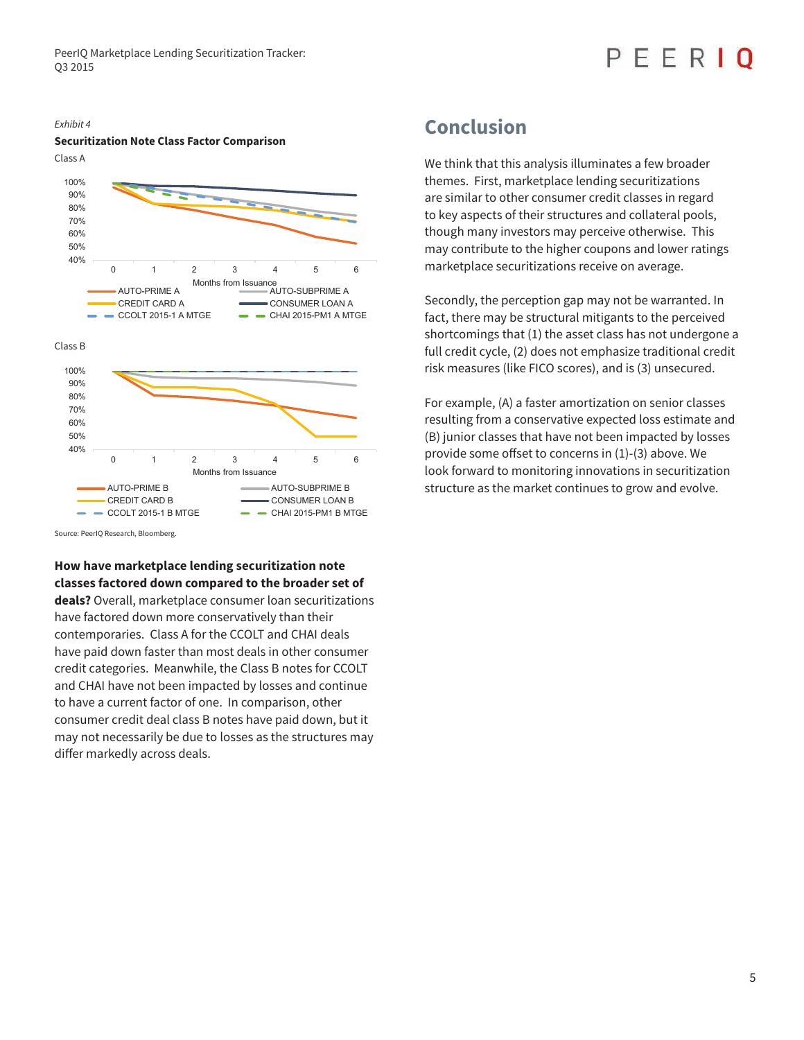*Exhibit 4*

**Securitization Note Class Factor Comparison**

Class A

Class B

Source: PeerIQ Research, Bloomberg.

**How have marketplace lending securitization note classes factored down compared to the broader set of deals?** Overall, marketplace consumer loan securitizations have factored down more conservatively than their contemporaries. Class A for the CCOLT and CHAI deals have paid down faster than most deals in other consumer credit categories. Meanwhile, the Class B notes for CCOLT and CHAI have not been impacted by losses and continue to have a current factor of one. In comparison, other consumer credit deal class B notes have paid down, but it may not necessarily be due to losses as the structures may differ markedly across deals.

## Conclusion

We think that this analysis illuminates a few broader themes. First, marketplace lending securitizations are similar to other consumer credit classes in regard to key aspects of their structures and collateral pools, though many investors may perceive otherwise. This may contribute to the higher coupons and lower ratings marketplace securitizations receive on average.

Secondly, the perception gap may not be warranted. In fact, there may be structural mitigants to the perceived shortcomings that (1) the asset class has not undergone a full credit cycle, (2) does not emphasize traditional credit risk measures (like FICO scores), and is (3) unsecured.

For example, (A) a faster amortization on senior classes resulting from a conservative expected loss estimate and (B) junior classes that have not been impacted by losses provide some offset to concerns in (1)-(3) above. We look forward to monitoring innovations in securitization structure as the market continues to grow and evolve.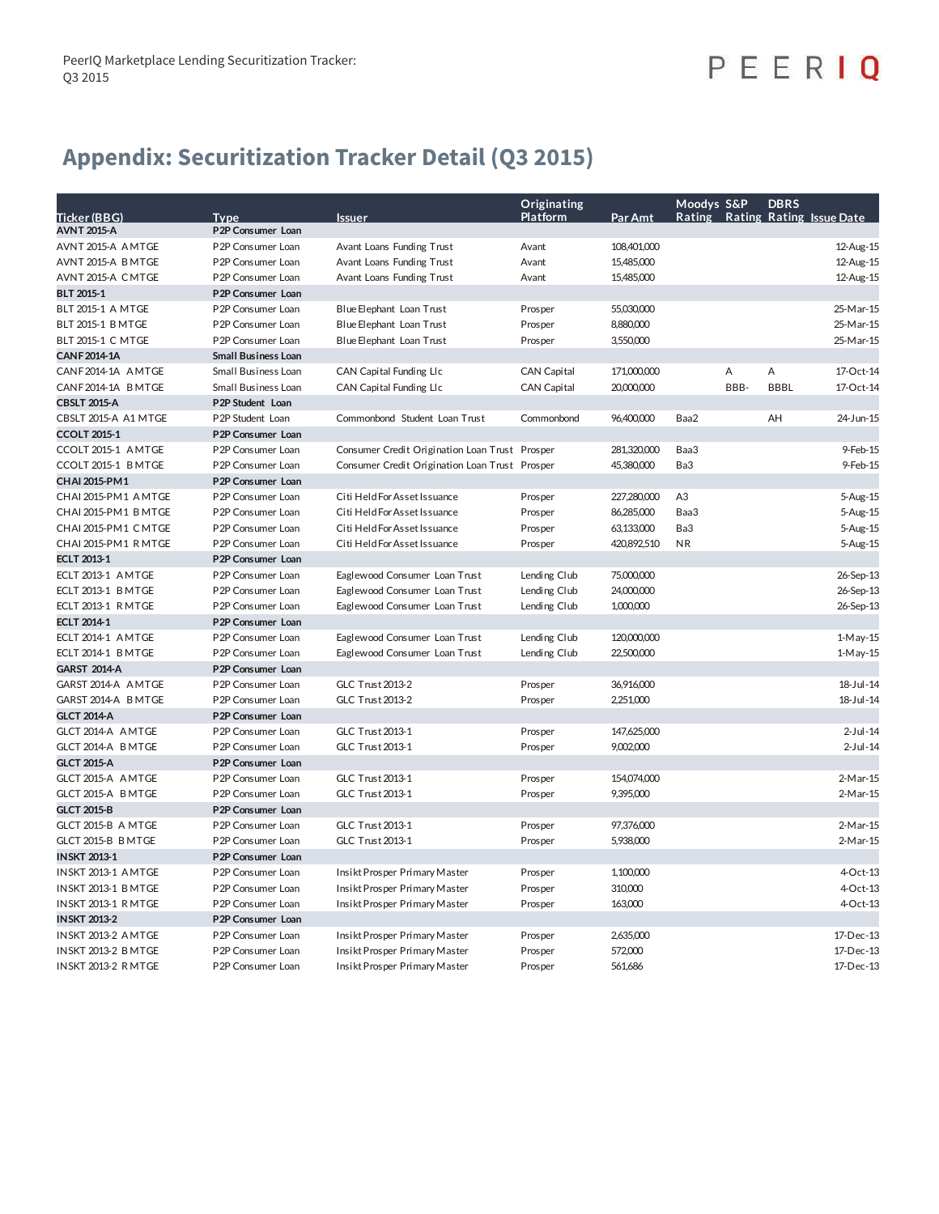## Appendix: Securitization Tracker Detail (Q3 2015)

| Ticker (BBG) | Type | Issuer | Originating Platform | Par Amt | Moodys Rating | S&P Rating | DBRS Rating | Issue Date |
|---|---|---|---|---|---|---|---|---|
| **AVNT 2015-A** | **P2P Consumer Loan** | | | | | | | |
| AVNT 2015-A A MTGE | P2P Consumer Loan | Avant Loans Funding Trust | Avant | 108,401,000 | | | | 12-Aug-15 |
| AVNT 2015-A B MTGE | P2P Consumer Loan | Avant Loans Funding Trust | Avant | 15,485,000 | | | | 12-Aug-15 |
| AVNT 2015-A C MTGE | P2P Consumer Loan | Avant Loans Funding Trust | Avant | 15,485,000 | | | | 12-Aug-15 |
| **BLT 2015-1** | **P2P Consumer Loan** | | | | | | | |
| BLT 2015-1 A MTGE | P2P Consumer Loan | Blue Elephant Loan Trust | Prosper | 55,030,000 | | | | 25-Mar-15 |
| BLT 2015-1 B MTGE | P2P Consumer Loan | Blue Elephant Loan Trust | Prosper | 8,880,000 | | | | 25-Mar-15 |
| BLT 2015-1 C MTGE | P2P Consumer Loan | Blue Elephant Loan Trust | Prosper | 3,550,000 | | | | 25-Mar-15 |
| **CANF 2014-1A** | **Small Business Loan** | | | | | | | |
| CANF 2014-1A A MTGE | Small Business Loan | CAN Capital Funding Llc | CAN Capital | 171,000,000 | | A | A | 17-Oct-14 |
| CANF 2014-1A B MTGE | Small Business Loan | CAN Capital Funding Llc | CAN Capital | 20,000,000 | | BBB- | BBBL | 17-Oct-14 |
| **CBSLT 2015-A** | **P2P Student Loan** | | | | | | | |
| CBSLT 2015-A A1 MTGE | P2P Student Loan | Commonbond Student Loan Trust | Commonbond | 96,400,000 | Baa2 | | AH | 24-Jun-15 |
| **CCOLT 2015-1** | **P2P Consumer Loan** | | | | | | | |
| CCOLT 2015-1 A MTGE | P2P Consumer Loan | Consumer Credit Origination Loan Trust | Prosper | 281,320,000 | Baa3 | | | 9-Feb-15 |
| CCOLT 2015-1 B MTGE | P2P Consumer Loan | Consumer Credit Origination Loan Trust | Prosper | 45,380,000 | Ba3 | | | 9-Feb-15 |
| **CHAI 2015-PM1** | **P2P Consumer Loan** | | | | | | | |
| CHAI 2015-PM1 A MTGE | P2P Consumer Loan | Citi Held For Asset Issuance | Prosper | 227,280,000 | A3 | | | 5-Aug-15 |
| CHAI 2015-PM1 B MTGE | P2P Consumer Loan | Citi Held For Asset Issuance | Prosper | 86,285,000 | Baa3 | | | 5-Aug-15 |
| CHAI 2015-PM1 C MTGE | P2P Consumer Loan | Citi Held For Asset Issuance | Prosper | 63,133,000 | Ba3 | | | 5-Aug-15 |
| CHAI 2015-PM1 R MTGE | P2P Consumer Loan | Citi Held For Asset Issuance | Prosper | 420,892,510 | NR | | | 5-Aug-15 |
| **ECLT 2013-1** | **P2P Consumer Loan** | | | | | | | |
| ECLT 2013-1 A MTGE | P2P Consumer Loan | Eaglewood Consumer Loan Trust | Lending Club | 75,000,000 | | | | 26-Sep-13 |
| ECLT 2013-1 B MTGE | P2P Consumer Loan | Eaglewood Consumer Loan Trust | Lending Club | 24,000,000 | | | | 26-Sep-13 |
| ECLT 2013-1 R MTGE | P2P Consumer Loan | Eaglewood Consumer Loan Trust | Lending Club | 1,000,000 | | | | 26-Sep-13 |
| **ECLT 2014-1** | **P2P Consumer Loan** | | | | | | | |
| ECLT 2014-1 A MTGE | P2P Consumer Loan | Eaglewood Consumer Loan Trust | Lending Club | 120,000,000 | | | | 1-May-15 |
| ECLT 2014-1 B MTGE | P2P Consumer Loan | Eaglewood Consumer Loan Trust | Lending Club | 22,500,000 | | | | 1-May-15 |
| **GARST 2014-A** | **P2P Consumer Loan** | | | | | | | |
| GARST 2014-A A MTGE | P2P Consumer Loan | GLC Trust 2013-2 | Prosper | 36,916,000 | | | | 18-Jul-14 |
| GARST 2014-A B MTGE | P2P Consumer Loan | GLC Trust 2013-2 | Prosper | 2,251,000 | | | | 18-Jul-14 |
| **GLCT 2014-A** | **P2P Consumer Loan** | | | | | | | |
| GLCT 2014-A A MTGE | P2P Consumer Loan | GLC Trust 2013-1 | Prosper | 147,625,000 | | | | 2-Jul-14 |
| GLCT 2014-A B MTGE | P2P Consumer Loan | GLC Trust 2013-1 | Prosper | 9,002,000 | | | | 2-Jul-14 |
| **GLCT 2015-A** | **P2P Consumer Loan** | | | | | | | |
| GLCT 2015-A A MTGE | P2P Consumer Loan | GLC Trust 2013-1 | Prosper | 154,074,000 | | | | 2-Mar-15 |
| GLCT 2015-A B MTGE | P2P Consumer Loan | GLC Trust 2013-1 | Prosper | 9,395,000 | | | | 2-Mar-15 |
| **GLCT 2015-B** | **P2P Consumer Loan** | | | | | | | |
| GLCT 2015-B A MTGE | P2P Consumer Loan | GLC Trust 2013-1 | Prosper | 97,376,000 | | | | 2-Mar-15 |
| GLCT 2015-B B MTGE | P2P Consumer Loan | GLC Trust 2013-1 | Prosper | 5,938,000 | | | | 2-Mar-15 |
| **INSKT 2013-1** | **P2P Consumer Loan** | | | | | | | |
| INSKT 2013-1 A MTGE | P2P Consumer Loan | Insikt Prosper Primary Master | Prosper | 1,100,000 | | | | 4-Oct-13 |
| INSKT 2013-1 B MTGE | P2P Consumer Loan | Insikt Prosper Primary Master | Prosper | 310,000 | | | | 4-Oct-13 |
| INSKT 2013-1 R MTGE | P2P Consumer Loan | Insikt Prosper Primary Master | Prosper | 163,000 | | | | 4-Oct-13 |
| **INSKT 2013-2** | **P2P Consumer Loan** | | | | | | | |
| INSKT 2013-2 A MTGE | P2P Consumer Loan | Insikt Prosper Primary Master | Prosper | 2,635,000 | | | | 17-Dec-13 |
| INSKT 2013-2 B MTGE | P2P Consumer Loan | Insikt Prosper Primary Master | Prosper | 572,000 | | | | 17-Dec-13 |
| INSKT 2013-2 R MTGE | P2P Consumer Loan | Insikt Prosper Primary Master | Prosper | 561,686 | | | | 17-Dec-13 |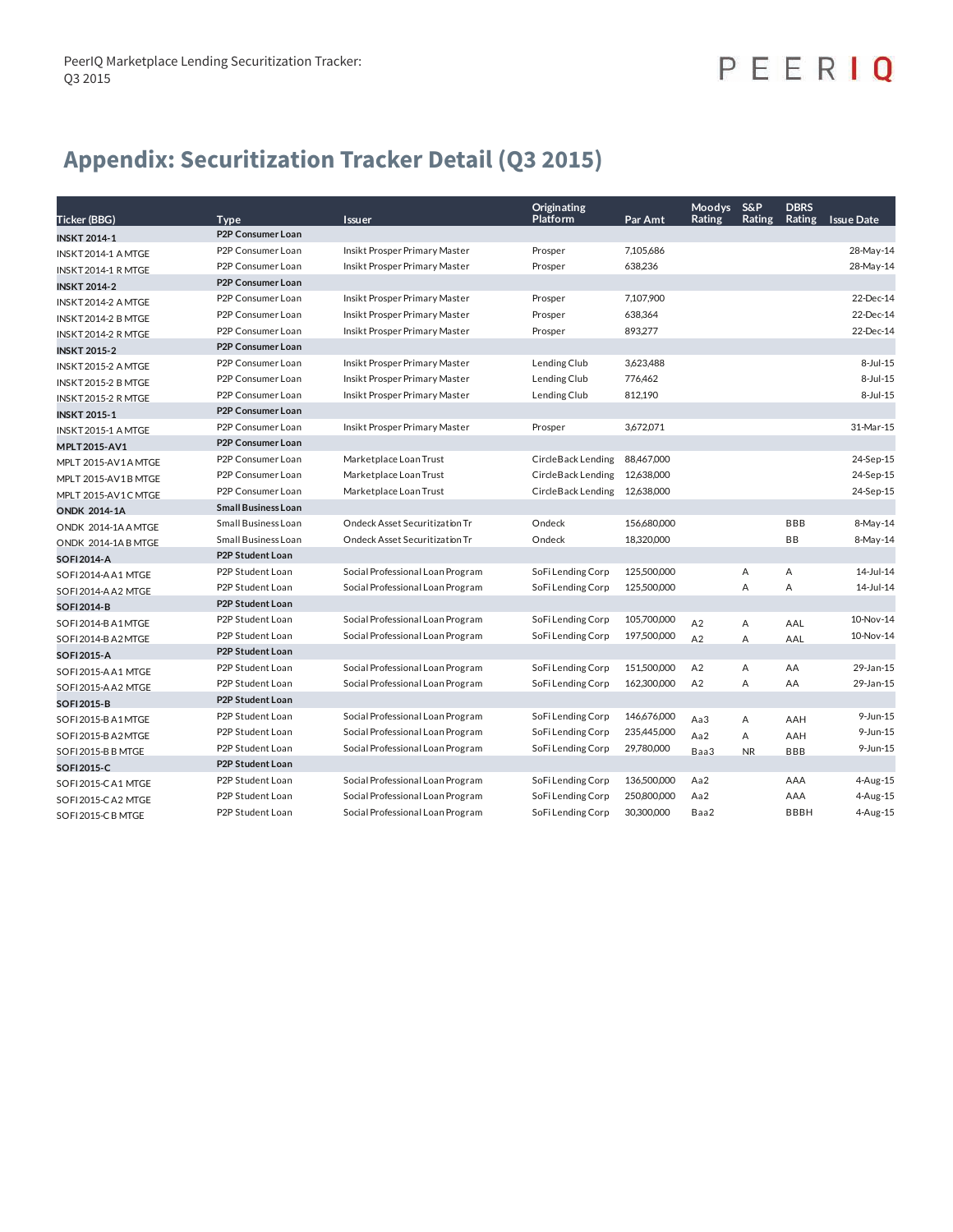# Appendix: Securitization Tracker Detail (Q3 2015)

| Ticker (BBG) | Type | Issuer | Originating Platform | Par Amt | Moodys Rating | S&P Rating | DBRS Rating | Issue Date |
|---|---|---|---|---|---|---|---|---|
| **INSKT 2014-1** | **P2P Consumer Loan** | | | | | | | |
| INSKT 2014-1 A MTGE | P2P Consumer Loan | Insikt Prosper Primary Master | Prosper | 7,105,686 | | | | 28-May-14 |
| INSKT 2014-1 R MTGE | P2P Consumer Loan | Insikt Prosper Primary Master | Prosper | 638,236 | | | | 28-May-14 |
| **INSKT 2014-2** | **P2P Consumer Loan** | | | | | | | |
| INSKT 2014-2 A MTGE | P2P Consumer Loan | Insikt Prosper Primary Master | Prosper | 7,107,900 | | | | 22-Dec-14 |
| INSKT 2014-2 B MTGE | P2P Consumer Loan | Insikt Prosper Primary Master | Prosper | 638,364 | | | | 22-Dec-14 |
| INSKT 2014-2 R MTGE | P2P Consumer Loan | Insikt Prosper Primary Master | Prosper | 893,277 | | | | 22-Dec-14 |
| **INSKT 2015-2** | **P2P Consumer Loan** | | | | | | | |
| INSKT 2015-2 A MTGE | P2P Consumer Loan | Insikt Prosper Primary Master | Lending Club | 3,623,488 | | | | 8-Jul-15 |
| INSKT 2015-2 B MTGE | P2P Consumer Loan | Insikt Prosper Primary Master | Lending Club | 776,462 | | | | 8-Jul-15 |
| INSKT 2015-2 R MTGE | P2P Consumer Loan | Insikt Prosper Primary Master | Lending Club | 812,190 | | | | 8-Jul-15 |
| **INSKT 2015-1** | **P2P Consumer Loan** | | | | | | | |
| INSKT 2015-1 A MTGE | P2P Consumer Loan | Insikt Prosper Primary Master | Prosper | 3,672,071 | | | | 31-Mar-15 |
| **MPLT 2015-AV1** | **P2P Consumer Loan** | | | | | | | |
| MPLT 2015-AV1 A MTGE | P2P Consumer Loan | Marketplace Loan Trust | CircleBack Lending | 88,467,000 | | | | 24-Sep-15 |
| MPLT 2015-AV1 B MTGE | P2P Consumer Loan | Marketplace Loan Trust | CircleBack Lending | 12,638,000 | | | | 24-Sep-15 |
| MPLT 2015-AV1 C MTGE | P2P Consumer Loan | Marketplace Loan Trust | CircleBack Lending | 12,638,000 | | | | 24-Sep-15 |
| **ONDK 2014-1A** | **Small Business Loan** | | | | | | | |
| ONDK 2014-1A A MTGE | Small Business Loan | Ondeck Asset Securitization Tr | Ondeck | 156,680,000 | | | BBB | 8-May-14 |
| ONDK 2014-1A B MTGE | Small Business Loan | Ondeck Asset Securitization Tr | Ondeck | 18,320,000 | | | BB | 8-May-14 |
| **SOFI 2014-A** | **P2P Student Loan** | | | | | | | |
| SOFI 2014-A A1 MTGE | P2P Student Loan | Social Professional Loan Program | SoFi Lending Corp | 125,500,000 | | A | A | 14-Jul-14 |
| SOFI 2014-A A2 MTGE | P2P Student Loan | Social Professional Loan Program | SoFi Lending Corp | 125,500,000 | | A | A | 14-Jul-14 |
| **SOFI 2014-B** | **P2P Student Loan** | | | | | | | |
| SOFI 2014-B A1 MTGE | P2P Student Loan | Social Professional Loan Program | SoFi Lending Corp | 105,700,000 | A2 | A | AAL | 10-Nov-14 |
| SOFI 2014-B A2 MTGE | P2P Student Loan | Social Professional Loan Program | SoFi Lending Corp | 197,500,000 | A2 | A | AAL | 10-Nov-14 |
| **SOFI 2015-A** | **P2P Student Loan** | | | | | | | |
| SOFI 2015-A A1 MTGE | P2P Student Loan | Social Professional Loan Program | SoFi Lending Corp | 151,500,000 | A2 | A | AA | 29-Jan-15 |
| SOFI 2015-A A2 MTGE | P2P Student Loan | Social Professional Loan Program | SoFi Lending Corp | 162,300,000 | A2 | A | AA | 29-Jan-15 |
| **SOFI 2015-B** | **P2P Student Loan** | | | | | | | |
| SOFI 2015-B A1 MTGE | P2P Student Loan | Social Professional Loan Program | SoFi Lending Corp | 146,676,000 | Aa3 | A | AAH | 9-Jun-15 |
| SOFI 2015-B A2 MTGE | P2P Student Loan | Social Professional Loan Program | SoFi Lending Corp | 235,445,000 | Aa2 | A | AAH | 9-Jun-15 |
| SOFI 2015-B B MTGE | P2P Student Loan | Social Professional Loan Program | SoFi Lending Corp | 29,780,000 | Baa3 | NR | BBB | 9-Jun-15 |
| **SOFI 2015-C** | **P2P Student Loan** | | | | | | | |
| SOFI 2015-C A1 MTGE | P2P Student Loan | Social Professional Loan Program | SoFi Lending Corp | 136,500,000 | Aa2 | | AAA | 4-Aug-15 |
| SOFI 2015-C A2 MTGE | P2P Student Loan | Social Professional Loan Program | SoFi Lending Corp | 250,800,000 | Aa2 | | AAA | 4-Aug-15 |
| SOFI 2015-C B MTGE | P2P Student Loan | Social Professional Loan Program | SoFi Lending Corp | 30,300,000 | Baa2 | | BBBH | 4-Aug-15 |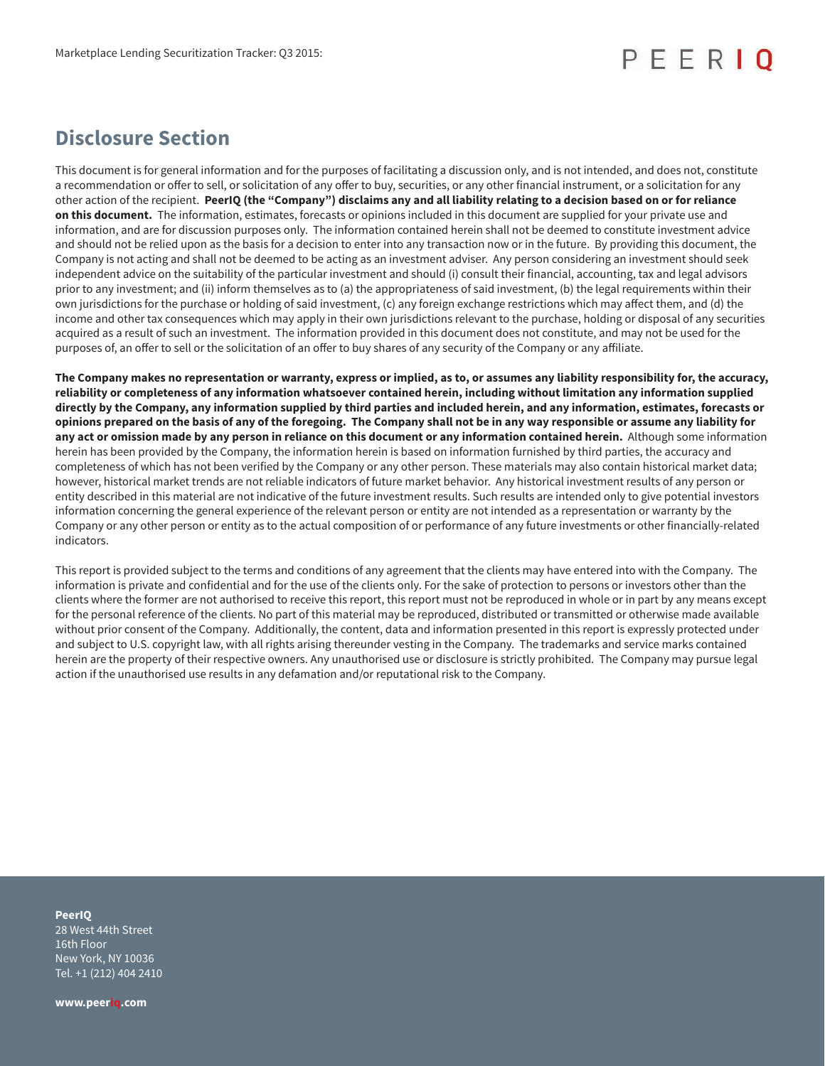## Disclosure Section

This document is for general information and for the purposes of facilitating a discussion only, and is not intended, and does not, constitute a recommendation or offer to sell, or solicitation of any offer to buy, securities, or any other financial instrument, or a solicitation for any other action of the recipient. **PeerIQ (the "Company") disclaims any and all liability relating to a decision based on or for reliance on this document.** The information, estimates, forecasts or opinions included in this document are supplied for your private use and information, and are for discussion purposes only. The information contained herein shall not be deemed to constitute investment advice and should not be relied upon as the basis for a decision to enter into any transaction now or in the future. By providing this document, the Company is not acting and shall not be deemed to be acting as an investment adviser. Any person considering an investment should seek independent advice on the suitability of the particular investment and should (i) consult their financial, accounting, tax and legal advisors prior to any investment; and (ii) inform themselves as to (a) the appropriateness of said investment, (b) the legal requirements within their own jurisdictions for the purchase or holding of said investment, (c) any foreign exchange restrictions which may affect them, and (d) the income and other tax consequences which may apply in their own jurisdictions relevant to the purchase, holding or disposal of any securities acquired as a result of such an investment. The information provided in this document does not constitute, and may not be used for the purposes of, an offer to sell or the solicitation of an offer to buy shares of any security of the Company or any affiliate.

**The Company makes no representation or warranty, express or implied, as to, or assumes any liability responsibility for, the accuracy, reliability or completeness of any information whatsoever contained herein, including without limitation any information supplied directly by the Company, any information supplied by third parties and included herein, and any information, estimates, forecasts or opinions prepared on the basis of any of the foregoing. The Company shall not be in any way responsible or assume any liability for any act or omission made by any person in reliance on this document or any information contained herein.** Although some information herein has been provided by the Company, the information herein is based on information furnished by third parties, the accuracy and completeness of which has not been verified by the Company or any other person. These materials may also contain historical market data; however, historical market trends are not reliable indicators of future market behavior. Any historical investment results of any person or entity described in this material are not indicative of the future investment results. Such results are intended only to give potential investors information concerning the general experience of the relevant person or entity are not intended as a representation or warranty by the Company or any other person or entity as to the actual composition of or performance of any future investments or other financially-related indicators.

This report is provided subject to the terms and conditions of any agreement that the clients may have entered into with the Company. The information is private and confidential and for the use of the clients only. For the sake of protection to persons or investors other than the clients where the former are not authorised to receive this report, this report must not be reproduced in whole or in part by any means except for the personal reference of the clients. No part of this material may be reproduced, distributed or transmitted or otherwise made available without prior consent of the Company. Additionally, the content, data and information presented in this report is expressly protected under and subject to U.S. copyright law, with all rights arising thereunder vesting in the Company. The trademarks and service marks contained herein are the property of their respective owners. Any unauthorised use or disclosure is strictly prohibited. The Company may pursue legal action if the unauthorised use results in any defamation and/or reputational risk to the Company.

**PeerIQ**
28 West 44th Street
16th Floor
New York, NY 10036
Tel. +1 (212) 404 2410

**www.peeriq.com**